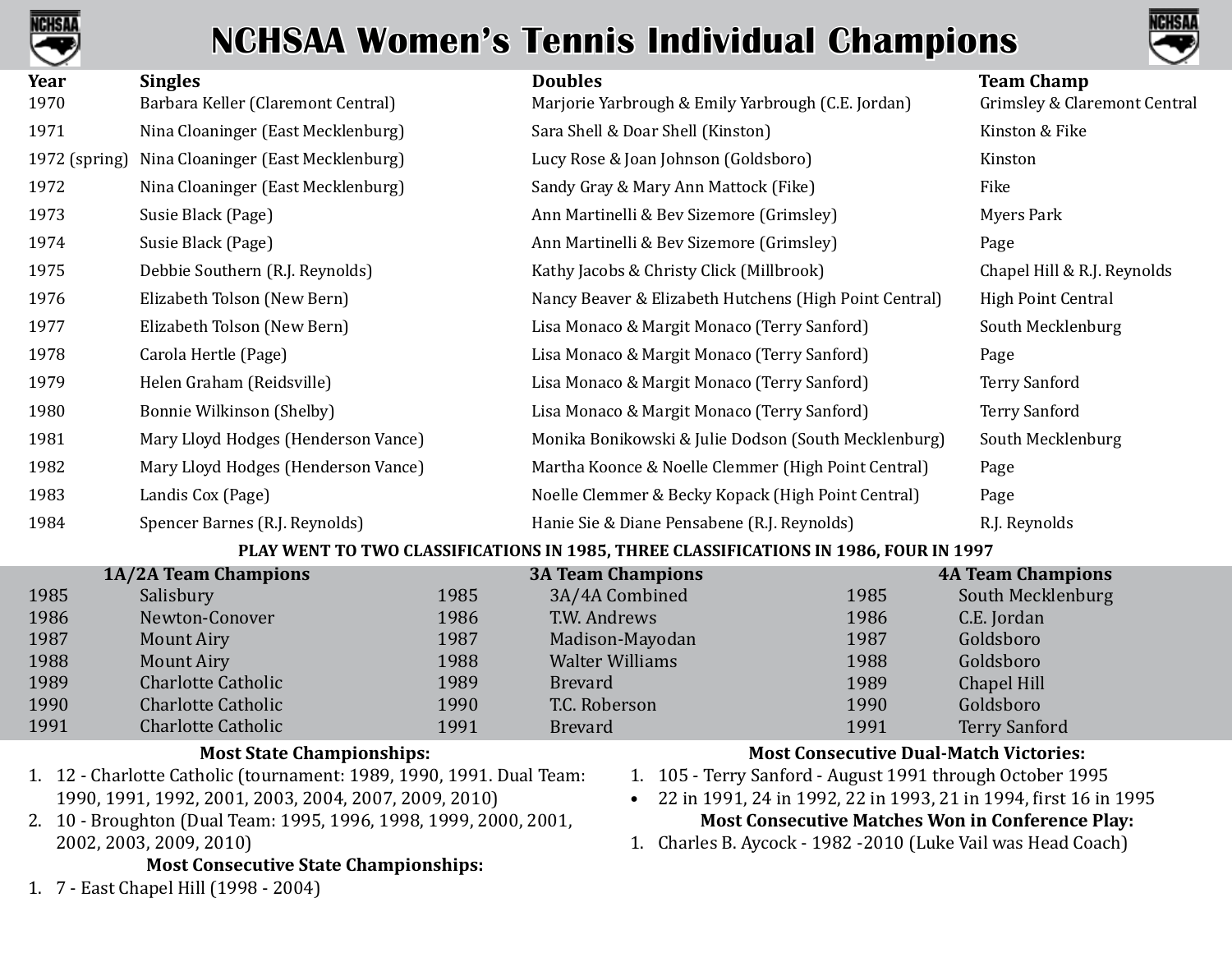# NCHSAA Women's Tennis Individual Champions

| Year | Singles | Doubles | Team Champ |
|---|---|---|---|
| 1970 | Barbara Keller (Claremont Central) | Marjorie Yarbrough & Emily Yarbrough (C.E. Jordan) | Grimsley & Claremont Central |
| 1971 | Nina Cloaninger (East Mecklenburg) | Sara Shell & Doar Shell (Kinston) | Kinston & Fike |
| 1972 (spring) | Nina Cloaninger (East Mecklenburg) | Lucy Rose & Joan Johnson (Goldsboro) | Kinston |
| 1972 | Nina Cloaninger (East Mecklenburg) | Sandy Gray & Mary Ann Mattock (Fike) | Fike |
| 1973 | Susie Black (Page) | Ann Martinelli & Bev Sizemore (Grimsley) | Myers Park |
| 1974 | Susie Black (Page) | Ann Martinelli & Bev Sizemore (Grimsley) | Page |
| 1975 | Debbie Southern (R.J. Reynolds) | Kathy Jacobs & Christy Click (Millbrook) | Chapel Hill & R.J. Reynolds |
| 1976 | Elizabeth Tolson (New Bern) | Nancy Beaver & Elizabeth Hutchens (High Point Central) | High Point Central |
| 1977 | Elizabeth Tolson (New Bern) | Lisa Monaco & Margit Monaco (Terry Sanford) | South Mecklenburg |
| 1978 | Carola Hertle (Page) | Lisa Monaco & Margit Monaco (Terry Sanford) | Page |
| 1979 | Helen Graham (Reidsville) | Lisa Monaco & Margit Monaco (Terry Sanford) | Terry Sanford |
| 1980 | Bonnie Wilkinson (Shelby) | Lisa Monaco & Margit Monaco (Terry Sanford) | Terry Sanford |
| 1981 | Mary Lloyd Hodges (Henderson Vance) | Monika Bonikowski & Julie Dodson (South Mecklenburg) | South Mecklenburg |
| 1982 | Mary Lloyd Hodges (Henderson Vance) | Martha Koonce & Noelle Clemmer (High Point Central) | Page |
| 1983 | Landis Cox (Page) | Noelle Clemmer & Becky Kopack (High Point Central) | Page |
| 1984 | Spencer Barnes (R.J. Reynolds) | Hanie Sie & Diane Pensabene (R.J. Reynolds) | R.J. Reynolds |

**PLAY WENT TO TWO CLASSIFICATIONS IN 1985, THREE CLASSIFICATIONS IN 1986, FOUR IN 1997**

| Year | 1A/2A Team Champions | Year | 3A Team Champions | Year | 4A Team Champions |
|---|---|---|---|---|---|
| 1985 | Salisbury | 1985 | 3A/4A Combined | 1985 | South Mecklenburg |
| 1986 | Newton-Conover | 1986 | T.W. Andrews | 1986 | C.E. Jordan |
| 1987 | Mount Airy | 1987 | Madison-Mayodan | 1987 | Goldsboro |
| 1988 | Mount Airy | 1988 | Walter Williams | 1988 | Goldsboro |
| 1989 | Charlotte Catholic | 1989 | Brevard | 1989 | Chapel Hill |
| 1990 | Charlotte Catholic | 1990 | T.C. Roberson | 1990 | Goldsboro |
| 1991 | Charlotte Catholic | 1991 | Brevard | 1991 | Terry Sanford |

**Most State Championships:**

1. 12 - Charlotte Catholic (tournament: 1989, 1990, 1991. Dual Team: 1990, 1991, 1992, 2001, 2003, 2004, 2007, 2009, 2010)
2. 10 - Broughton (Dual Team: 1995, 1996, 1998, 1999, 2000, 2001, 2002, 2003, 2009, 2010)

**Most Consecutive State Championships:**

1. 7 - East Chapel Hill (1998 - 2004)

**Most Consecutive Dual-Match Victories:**

1. 105 - Terry Sanford - August 1991 through October 1995

- 22 in 1991, 24 in 1992, 22 in 1993, 21 in 1994, first 16 in 1995

**Most Consecutive Matches Won in Conference Play:**

1. Charles B. Aycock - 1982 -2010 (Luke Vail was Head Coach)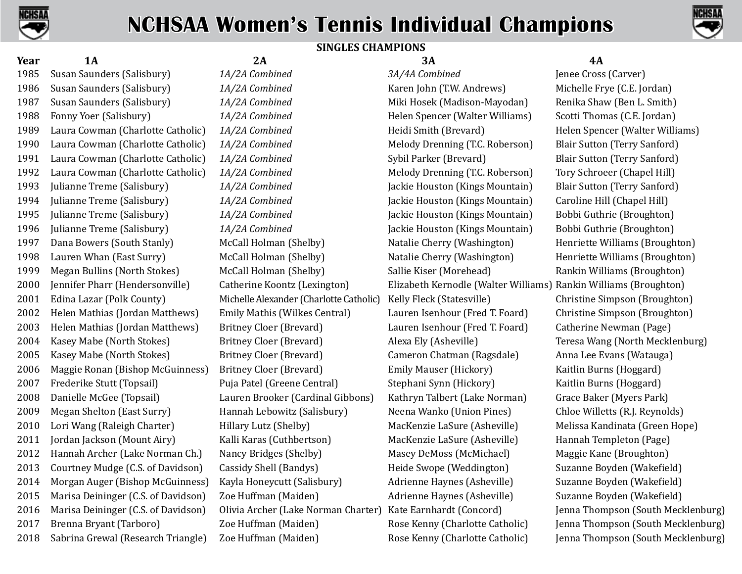# NCHSAA Women's Tennis Individual Champions

## SINGLES CHAMPIONS

| Year | 1A | 2A | 3A | 4A |
|---|---|---|---|---|
| 1985 | Susan Saunders (Salisbury) | *1A/2A Combined* | *3A/4A Combined* | Jenee Cross (Carver) |
| 1986 | Susan Saunders (Salisbury) | *1A/2A Combined* | Karen John (T.W. Andrews) | Michelle Frye (C.E. Jordan) |
| 1987 | Susan Saunders (Salisbury) | *1A/2A Combined* | Miki Hosek (Madison-Mayodan) | Renika Shaw (Ben L. Smith) |
| 1988 | Fonny Yoer (Salisbury) | *1A/2A Combined* | Helen Spencer (Walter Williams) | Scotti Thomas (C.E. Jordan) |
| 1989 | Laura Cowman (Charlotte Catholic) | *1A/2A Combined* | Heidi Smith (Brevard) | Helen Spencer (Walter Williams) |
| 1990 | Laura Cowman (Charlotte Catholic) | *1A/2A Combined* | Melody Drenning (T.C. Roberson) | Blair Sutton (Terry Sanford) |
| 1991 | Laura Cowman (Charlotte Catholic) | *1A/2A Combined* | Sybil Parker (Brevard) | Blair Sutton (Terry Sanford) |
| 1992 | Laura Cowman (Charlotte Catholic) | *1A/2A Combined* | Melody Drenning (T.C. Roberson) | Tory Schroeer (Chapel Hill) |
| 1993 | Julianne Treme (Salisbury) | *1A/2A Combined* | Jackie Houston (Kings Mountain) | Blair Sutton (Terry Sanford) |
| 1994 | Julianne Treme (Salisbury) | *1A/2A Combined* | Jackie Houston (Kings Mountain) | Caroline Hill (Chapel Hill) |
| 1995 | Julianne Treme (Salisbury) | *1A/2A Combined* | Jackie Houston (Kings Mountain) | Bobbi Guthrie (Broughton) |
| 1996 | Julianne Treme (Salisbury) | *1A/2A Combined* | Jackie Houston (Kings Mountain) | Bobbi Guthrie (Broughton) |
| 1997 | Dana Bowers (South Stanly) | McCall Holman (Shelby) | Natalie Cherry (Washington) | Henriette Williams (Broughton) |
| 1998 | Lauren Whan (East Surry) | McCall Holman (Shelby) | Natalie Cherry (Washington) | Henriette Williams (Broughton) |
| 1999 | Megan Bullins (North Stokes) | McCall Holman (Shelby) | Sallie Kiser (Morehead) | Rankin Williams (Broughton) |
| 2000 | Jennifer Pharr (Hendersonville) | Catherine Koontz (Lexington) | Elizabeth Kernodle (Walter Williams) | Rankin Williams (Broughton) |
| 2001 | Edina Lazar (Polk County) | Michelle Alexander (Charlotte Catholic) | Kelly Fleck (Statesville) | Christine Simpson (Broughton) |
| 2002 | Helen Mathias (Jordan Matthews) | Emily Mathis (Wilkes Central) | Lauren Isenhour (Fred T. Foard) | Christine Simpson (Broughton) |
| 2003 | Helen Mathias (Jordan Matthews) | Britney Cloer (Brevard) | Lauren Isenhour (Fred T. Foard) | Catherine Newman (Page) |
| 2004 | Kasey Mabe (North Stokes) | Britney Cloer (Brevard) | Alexa Ely (Asheville) | Teresa Wang (North Mecklenburg) |
| 2005 | Kasey Mabe (North Stokes) | Britney Cloer (Brevard) | Cameron Chatman (Ragsdale) | Anna Lee Evans (Watauga) |
| 2006 | Maggie Ronan (Bishop McGuinness) | Britney Cloer (Brevard) | Emily Mauser (Hickory) | Kaitlin Burns (Hoggard) |
| 2007 | Frederike Stutt (Topsail) | Puja Patel (Greene Central) | Stephani Synn (Hickory) | Kaitlin Burns (Hoggard) |
| 2008 | Danielle McGee (Topsail) | Lauren Brooker (Cardinal Gibbons) | Kathryn Talbert (Lake Norman) | Grace Baker (Myers Park) |
| 2009 | Megan Shelton (East Surry) | Hannah Lebowitz (Salisbury) | Neena Wanko (Union Pines) | Chloe Willetts (R.J. Reynolds) |
| 2010 | Lori Wang (Raleigh Charter) | Hillary Lutz (Shelby) | MacKenzie LaSure (Asheville) | Melissa Kandinata (Green Hope) |
| 2011 | Jordan Jackson (Mount Airy) | Kalli Karas (Cuthbertson) | MacKenzie LaSure (Asheville) | Hannah Templeton (Page) |
| 2012 | Hannah Archer (Lake Norman Ch.) | Nancy Bridges (Shelby) | Masey DeMoss (McMichael) | Maggie Kane (Broughton) |
| 2013 | Courtney Mudge (C.S. of Davidson) | Cassidy Shell (Bandys) | Heide Swope (Weddington) | Suzanne Boyden (Wakefield) |
| 2014 | Morgan Auger (Bishop McGuinness) | Kayla Honeycutt (Salisbury) | Adrienne Haynes (Asheville) | Suzanne Boyden (Wakefield) |
| 2015 | Marisa Deininger (C.S. of Davidson) | Zoe Huffman (Maiden) | Adrienne Haynes (Asheville) | Suzanne Boyden (Wakefield) |
| 2016 | Marisa Deininger (C.S. of Davidson) | Olivia Archer (Lake Norman Charter) | Kate Earnhardt (Concord) | Jenna Thompson (South Mecklenburg) |
| 2017 | Brenna Bryant (Tarboro) | Zoe Huffman (Maiden) | Rose Kenny (Charlotte Catholic) | Jenna Thompson (South Mecklenburg) |
| 2018 | Sabrina Grewal (Research Triangle) | Zoe Huffman (Maiden) | Rose Kenny (Charlotte Catholic) | Jenna Thompson (South Mecklenburg) |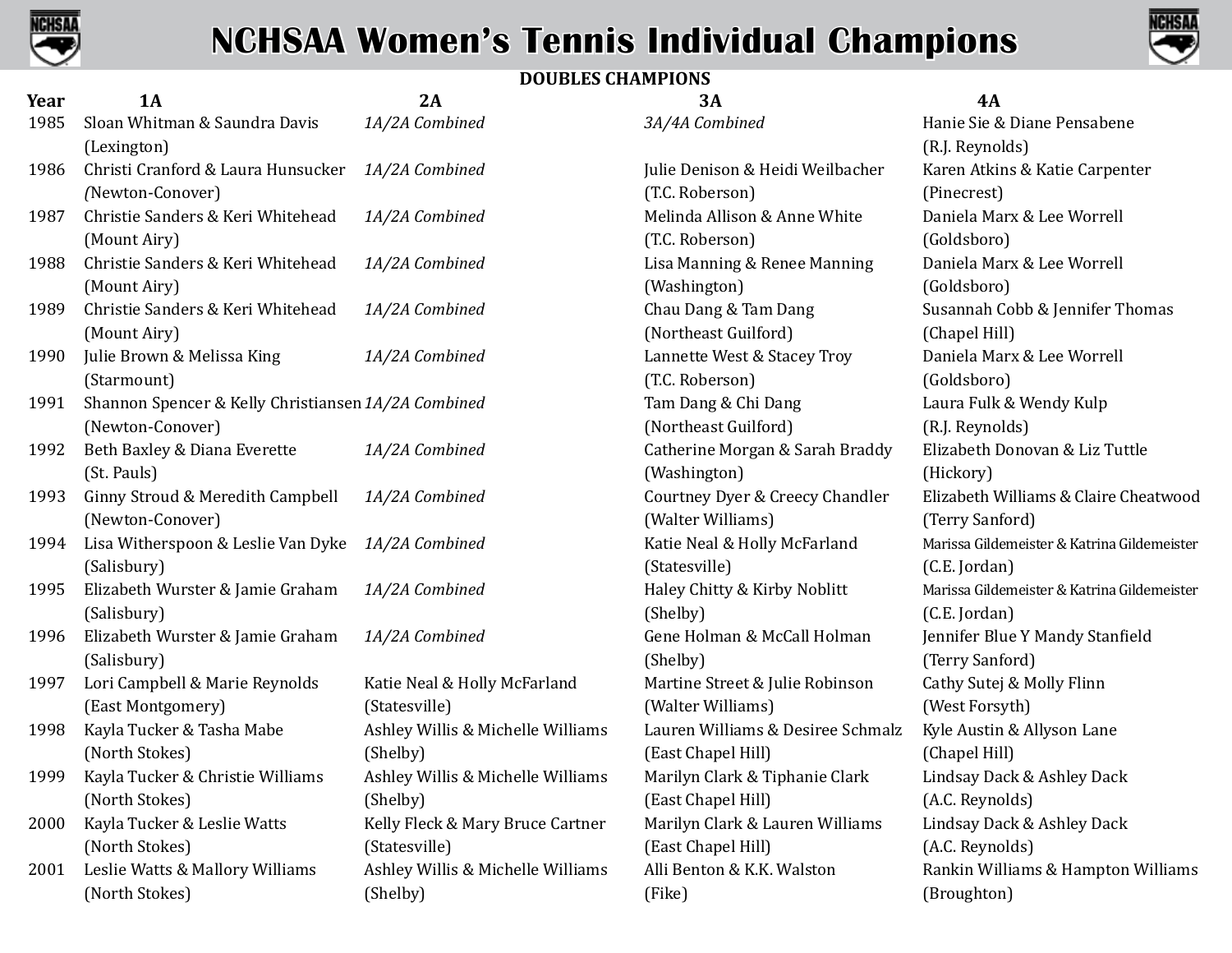# NCHSAA Women's Tennis Individual Champions

**DOUBLES CHAMPIONS**

| Year | 1A | 2A | 3A | 4A |
|---|---|---|---|---|
| 1985 | Sloan Whitman & Saundra Davis (Lexington) | *1A/2A Combined* | *3A/4A Combined* | Hanie Sie & Diane Pensabene (R.J. Reynolds) |
| 1986 | Christi Cranford & Laura Hunsucker (Newton-Conover) | *1A/2A Combined* | Julie Denison & Heidi Weilbacher (T.C. Roberson) | Karen Atkins & Katie Carpenter (Pinecrest) |
| 1987 | Christie Sanders & Keri Whitehead (Mount Airy) | *1A/2A Combined* | Melinda Allison & Anne White (T.C. Roberson) | Daniela Marx & Lee Worrell (Goldsboro) |
| 1988 | Christie Sanders & Keri Whitehead (Mount Airy) | *1A/2A Combined* | Lisa Manning & Renee Manning (Washington) | Daniela Marx & Lee Worrell (Goldsboro) |
| 1989 | Christie Sanders & Keri Whitehead (Mount Airy) | *1A/2A Combined* | Chau Dang & Tam Dang (Northeast Guilford) | Susannah Cobb & Jennifer Thomas (Chapel Hill) |
| 1990 | Julie Brown & Melissa King (Starmount) | *1A/2A Combined* | Lannette West & Stacey Troy (T.C. Roberson) | Daniela Marx & Lee Worrell (Goldsboro) |
| 1991 | Shannon Spencer & Kelly Christiansen (Newton-Conover) | *1A/2A Combined* | Tam Dang & Chi Dang (Northeast Guilford) | Laura Fulk & Wendy Kulp (R.J. Reynolds) |
| 1992 | Beth Baxley & Diana Everette (St. Pauls) | *1A/2A Combined* | Catherine Morgan & Sarah Braddy (Washington) | Elizabeth Donovan & Liz Tuttle (Hickory) |
| 1993 | Ginny Stroud & Meredith Campbell (Newton-Conover) | *1A/2A Combined* | Courtney Dyer & Creecy Chandler (Walter Williams) | Elizabeth Williams & Claire Cheatwood (Terry Sanford) |
| 1994 | Lisa Witherspoon & Leslie Van Dyke (Salisbury) | *1A/2A Combined* | Katie Neal & Holly McFarland (Statesville) | Marissa Gildemeister & Katrina Gildemeister (C.E. Jordan) |
| 1995 | Elizabeth Wurster & Jamie Graham (Salisbury) | *1A/2A Combined* | Haley Chitty & Kirby Noblitt (Shelby) | Marissa Gildemeister & Katrina Gildemeister (C.E. Jordan) |
| 1996 | Elizabeth Wurster & Jamie Graham (Salisbury) | *1A/2A Combined* | Gene Holman & McCall Holman (Shelby) | Jennifer Blue Y Mandy Stanfield (Terry Sanford) |
| 1997 | Lori Campbell & Marie Reynolds (East Montgomery) | Katie Neal & Holly McFarland (Statesville) | Martine Street & Julie Robinson (Walter Williams) | Cathy Sutej & Molly Flinn (West Forsyth) |
| 1998 | Kayla Tucker & Tasha Mabe (North Stokes) | Ashley Willis & Michelle Williams (Shelby) | Lauren Williams & Desiree Schmalz (East Chapel Hill) | Kyle Austin & Allyson Lane (Chapel Hill) |
| 1999 | Kayla Tucker & Christie Williams (North Stokes) | Ashley Willis & Michelle Williams (Shelby) | Marilyn Clark & Tiphanie Clark (East Chapel Hill) | Lindsay Dack & Ashley Dack (A.C. Reynolds) |
| 2000 | Kayla Tucker & Leslie Watts (North Stokes) | Kelly Fleck & Mary Bruce Cartner (Statesville) | Marilyn Clark & Lauren Williams (East Chapel Hill) | Lindsay Dack & Ashley Dack (A.C. Reynolds) |
| 2001 | Leslie Watts & Mallory Williams (North Stokes) | Ashley Willis & Michelle Williams (Shelby) | Alli Benton & K.K. Walston (Fike) | Rankin Williams & Hampton Williams (Broughton) |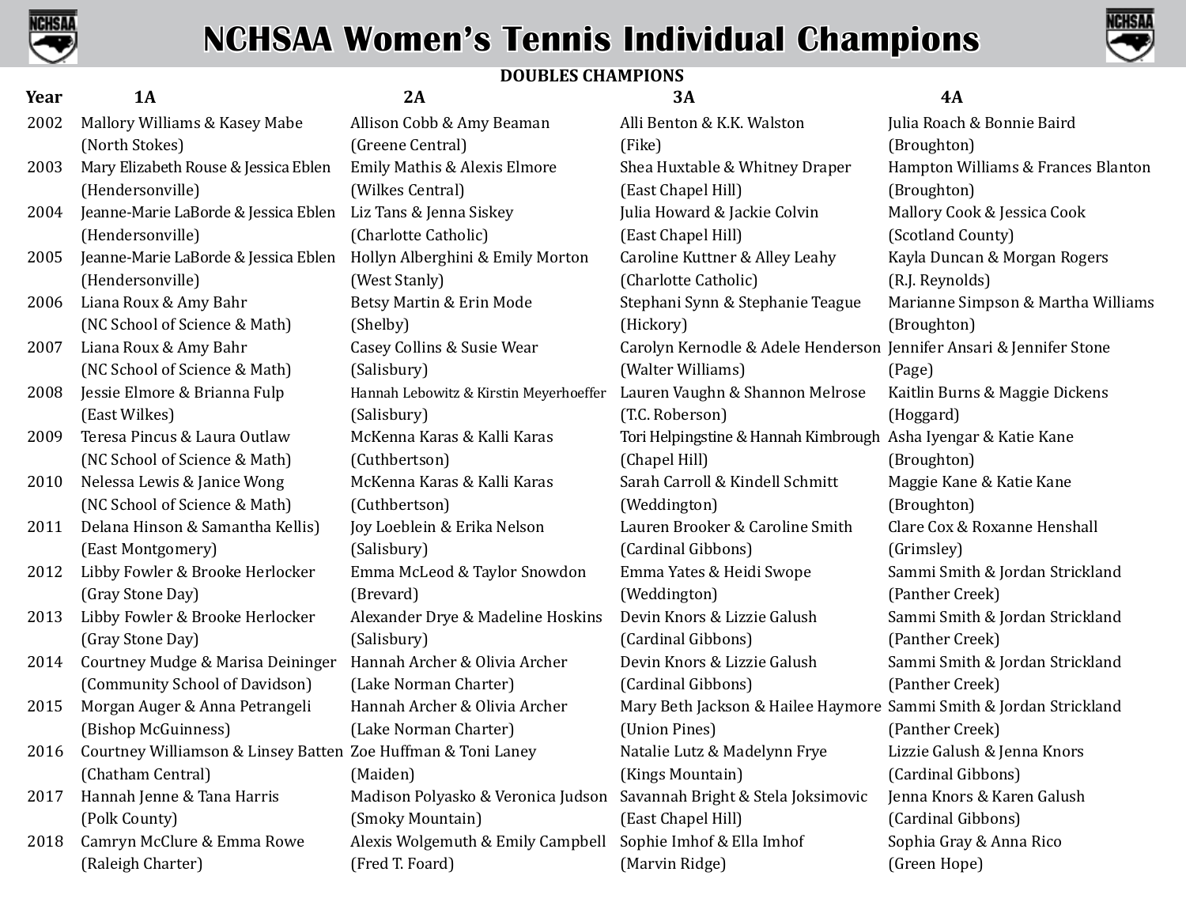# NCHSAA Women's Tennis Individual Champions

## DOUBLES CHAMPIONS

| Year | 1A | 2A | 3A | 4A |
|---|---|---|---|---|
| 2002 | Mallory Williams & Kasey Mabe (North Stokes) | Allison Cobb & Amy Beaman (Greene Central) | Alli Benton & K.K. Walston (Fike) | Julia Roach & Bonnie Baird (Broughton) |
| 2003 | Mary Elizabeth Rouse & Jessica Eblen (Hendersonville) | Emily Mathis & Alexis Elmore (Wilkes Central) | Shea Huxtable & Whitney Draper (East Chapel Hill) | Hampton Williams & Frances Blanton (Broughton) |
| 2004 | Jeanne-Marie LaBorde & Jessica Eblen (Hendersonville) | Liz Tans & Jenna Siskey (Charlotte Catholic) | Julia Howard & Jackie Colvin (East Chapel Hill) | Mallory Cook & Jessica Cook (Scotland County) |
| 2005 | Jeanne-Marie LaBorde & Jessica Eblen (Hendersonville) | Hollyn Alberghini & Emily Morton (West Stanly) | Caroline Kuttner & Alley Leahy (Charlotte Catholic) | Kayla Duncan & Morgan Rogers (R.J. Reynolds) |
| 2006 | Liana Roux & Amy Bahr (NC School of Science & Math) | Betsy Martin & Erin Mode (Shelby) | Stephani Synn & Stephanie Teague (Hickory) | Marianne Simpson & Martha Williams (Broughton) |
| 2007 | Liana Roux & Amy Bahr (NC School of Science & Math) | Casey Collins & Susie Wear (Salisbury) | Carolyn Kernodle & Adele Henderson (Walter Williams) | Jennifer Ansari & Jennifer Stone (Page) |
| 2008 | Jessie Elmore & Brianna Fulp (East Wilkes) | Hannah Lebowitz & Kirstin Meyerhoeffer (Salisbury) | Lauren Vaughn & Shannon Melrose (T.C. Roberson) | Kaitlin Burns & Maggie Dickens (Hoggard) |
| 2009 | Teresa Pincus & Laura Outlaw (NC School of Science & Math) | McKenna Karas & Kalli Karas (Cuthbertson) | Tori Helpingstine & Hannah Kimbrough (Chapel Hill) | Asha Iyengar & Katie Kane (Broughton) |
| 2010 | Nelessa Lewis & Janice Wong (NC School of Science & Math) | McKenna Karas & Kalli Karas (Cuthbertson) | Sarah Carroll & Kindell Schmitt (Weddington) | Maggie Kane & Katie Kane (Broughton) |
| 2011 | Delana Hinson & Samantha Kellis) (East Montgomery) | Joy Loeblein & Erika Nelson (Salisbury) | Lauren Brooker & Caroline Smith (Cardinal Gibbons) | Clare Cox & Roxanne Henshall (Grimsley) |
| 2012 | Libby Fowler & Brooke Herlocker (Gray Stone Day) | Emma McLeod & Taylor Snowdon (Brevard) | Emma Yates & Heidi Swope (Weddington) | Sammi Smith & Jordan Strickland (Panther Creek) |
| 2013 | Libby Fowler & Brooke Herlocker (Gray Stone Day) | Alexander Drye & Madeline Hoskins (Salisbury) | Devin Knors & Lizzie Galush (Cardinal Gibbons) | Sammi Smith & Jordan Strickland (Panther Creek) |
| 2014 | Courtney Mudge & Marisa Deininger (Community School of Davidson) | Hannah Archer & Olivia Archer (Lake Norman Charter) | Devin Knors & Lizzie Galush (Cardinal Gibbons) | Sammi Smith & Jordan Strickland (Panther Creek) |
| 2015 | Morgan Auger & Anna Petrangeli (Bishop McGuinness) | Hannah Archer & Olivia Archer (Lake Norman Charter) | Mary Beth Jackson & Hailee Haymore (Union Pines) | Sammi Smith & Jordan Strickland (Panther Creek) |
| 2016 | Courtney Williamson & Linsey Batten (Chatham Central) | Zoe Huffman & Toni Laney (Maiden) | Natalie Lutz & Madelynn Frye (Kings Mountain) | Lizzie Galush & Jenna Knors (Cardinal Gibbons) |
| 2017 | Hannah Jenne & Tana Harris (Polk County) | Madison Polyasko & Veronica Judson (Smoky Mountain) | Savannah Bright & Stela Joksimovic (East Chapel Hill) | Jenna Knors & Karen Galush (Cardinal Gibbons) |
| 2018 | Camryn McClure & Emma Rowe (Raleigh Charter) | Alexis Wolgemuth & Emily Campbell (Fred T. Foard) | Sophie Imhof & Ella Imhof (Marvin Ridge) | Sophia Gray & Anna Rico (Green Hope) |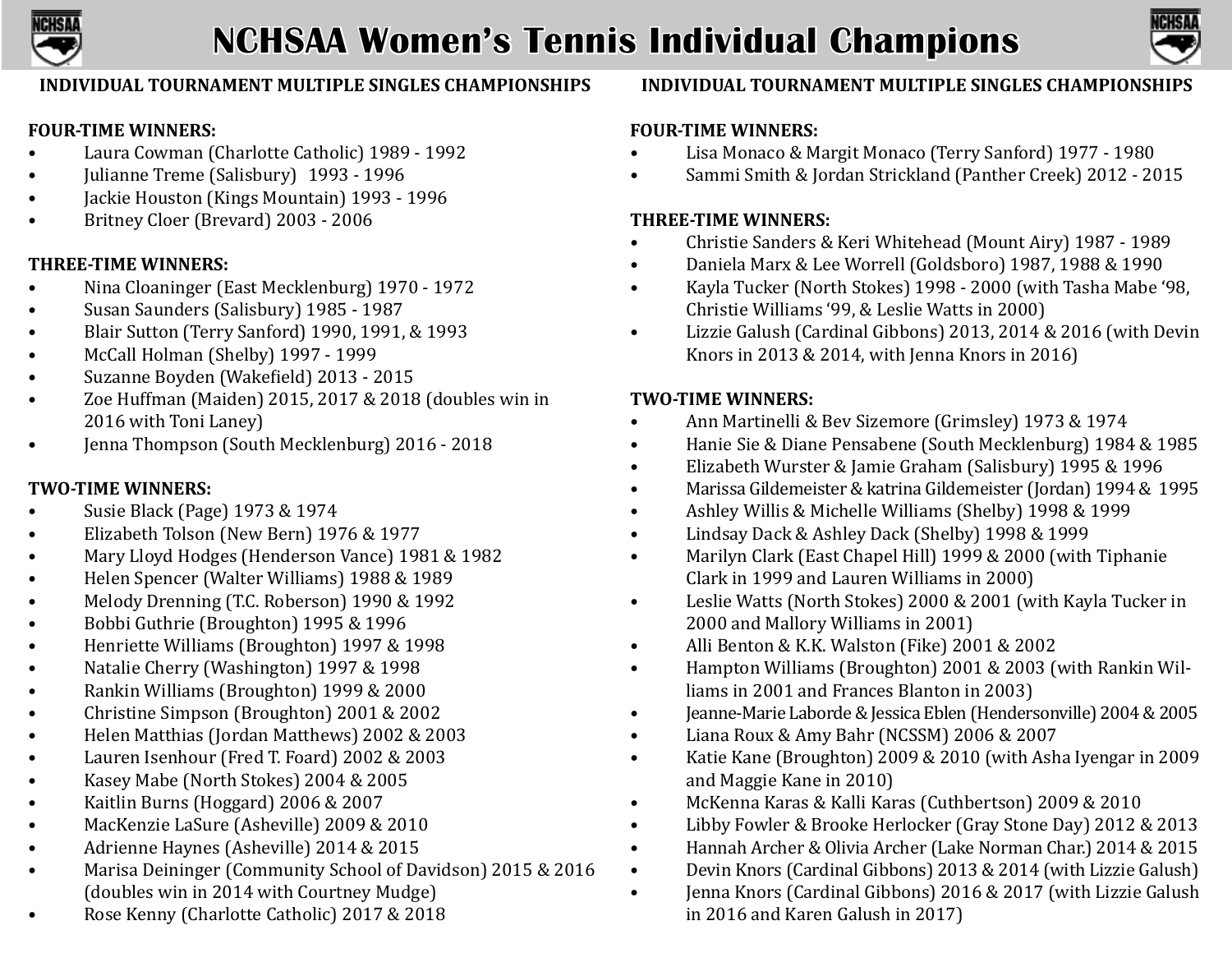# NCHSAA Women's Tennis Individual Champions

## INDIVIDUAL TOURNAMENT MULTIPLE SINGLES CHAMPIONSHIPS

**FOUR-TIME WINNERS:**

- Laura Cowman (Charlotte Catholic) 1989 - 1992
- Julianne Treme (Salisbury) 1993 - 1996
- Jackie Houston (Kings Mountain) 1993 - 1996
- Britney Cloer (Brevard) 2003 - 2006

**THREE-TIME WINNERS:**

- Nina Cloaninger (East Mecklenburg) 1970 - 1972
- Susan Saunders (Salisbury) 1985 - 1987
- Blair Sutton (Terry Sanford) 1990, 1991, & 1993
- McCall Holman (Shelby) 1997 - 1999
- Suzanne Boyden (Wakefield) 2013 - 2015
- Zoe Huffman (Maiden) 2015, 2017 & 2018 (doubles win in 2016 with Toni Laney)
- Jenna Thompson (South Mecklenburg) 2016 - 2018

**TWO-TIME WINNERS:**

- Susie Black (Page) 1973 & 1974
- Elizabeth Tolson (New Bern) 1976 & 1977
- Mary Lloyd Hodges (Henderson Vance) 1981 & 1982
- Helen Spencer (Walter Williams) 1988 & 1989
- Melody Drenning (T.C. Roberson) 1990 & 1992
- Bobbi Guthrie (Broughton) 1995 & 1996
- Henriette Williams (Broughton) 1997 & 1998
- Natalie Cherry (Washington) 1997 & 1998
- Rankin Williams (Broughton) 1999 & 2000
- Christine Simpson (Broughton) 2001 & 2002
- Helen Matthias (Jordan Matthews) 2002 & 2003
- Lauren Isenhour (Fred T. Foard) 2002 & 2003
- Kasey Mabe (North Stokes) 2004 & 2005
- Kaitlin Burns (Hoggard) 2006 & 2007
- MacKenzie LaSure (Asheville) 2009 & 2010
- Adrienne Haynes (Asheville) 2014 & 2015
- Marisa Deininger (Community School of Davidson) 2015 & 2016 (doubles win in 2014 with Courtney Mudge)
- Rose Kenny (Charlotte Catholic) 2017 & 2018

## INDIVIDUAL TOURNAMENT MULTIPLE SINGLES CHAMPIONSHIPS

**FOUR-TIME WINNERS:**

- Lisa Monaco & Margit Monaco (Terry Sanford) 1977 - 1980
- Sammi Smith & Jordan Strickland (Panther Creek) 2012 - 2015

**THREE-TIME WINNERS:**

- Christie Sanders & Keri Whitehead (Mount Airy) 1987 - 1989
- Daniela Marx & Lee Worrell (Goldsboro) 1987, 1988 & 1990
- Kayla Tucker (North Stokes) 1998 - 2000 (with Tasha Mabe '98, Christie Williams '99, & Leslie Watts in 2000)
- Lizzie Galush (Cardinal Gibbons) 2013, 2014 & 2016 (with Devin Knors in 2013 & 2014, with Jenna Knors in 2016)

**TWO-TIME WINNERS:**

- Ann Martinelli & Bev Sizemore (Grimsley) 1973 & 1974
- Hanie Sie & Diane Pensabene (South Mecklenburg) 1984 & 1985
- Elizabeth Wurster & Jamie Graham (Salisbury) 1995 & 1996
- Marissa Gildemeister & katrina Gildemeister (Jordan) 1994 & 1995
- Ashley Willis & Michelle Williams (Shelby) 1998 & 1999
- Lindsay Dack & Ashley Dack (Shelby) 1998 & 1999
- Marilyn Clark (East Chapel Hill) 1999 & 2000 (with Tiphanie Clark in 1999 and Lauren Williams in 2000)
- Leslie Watts (North Stokes) 2000 & 2001 (with Kayla Tucker in 2000 and Mallory Williams in 2001)
- Alli Benton & K.K. Walston (Fike) 2001 & 2002
- Hampton Williams (Broughton) 2001 & 2003 (with Rankin Williams in 2001 and Frances Blanton in 2003)
- Jeanne-Marie Laborde & Jessica Eblen (Hendersonville) 2004 & 2005
- Liana Roux & Amy Bahr (NCSSM) 2006 & 2007
- Katie Kane (Broughton) 2009 & 2010 (with Asha Iyengar in 2009 and Maggie Kane in 2010)
- McKenna Karas & Kalli Karas (Cuthbertson) 2009 & 2010
- Libby Fowler & Brooke Herlocker (Gray Stone Day) 2012 & 2013
- Hannah Archer & Olivia Archer (Lake Norman Char.) 2014 & 2015
- Devin Knors (Cardinal Gibbons) 2013 & 2014 (with Lizzie Galush)
- Jenna Knors (Cardinal Gibbons) 2016 & 2017 (with Lizzie Galush in 2016 and Karen Galush in 2017)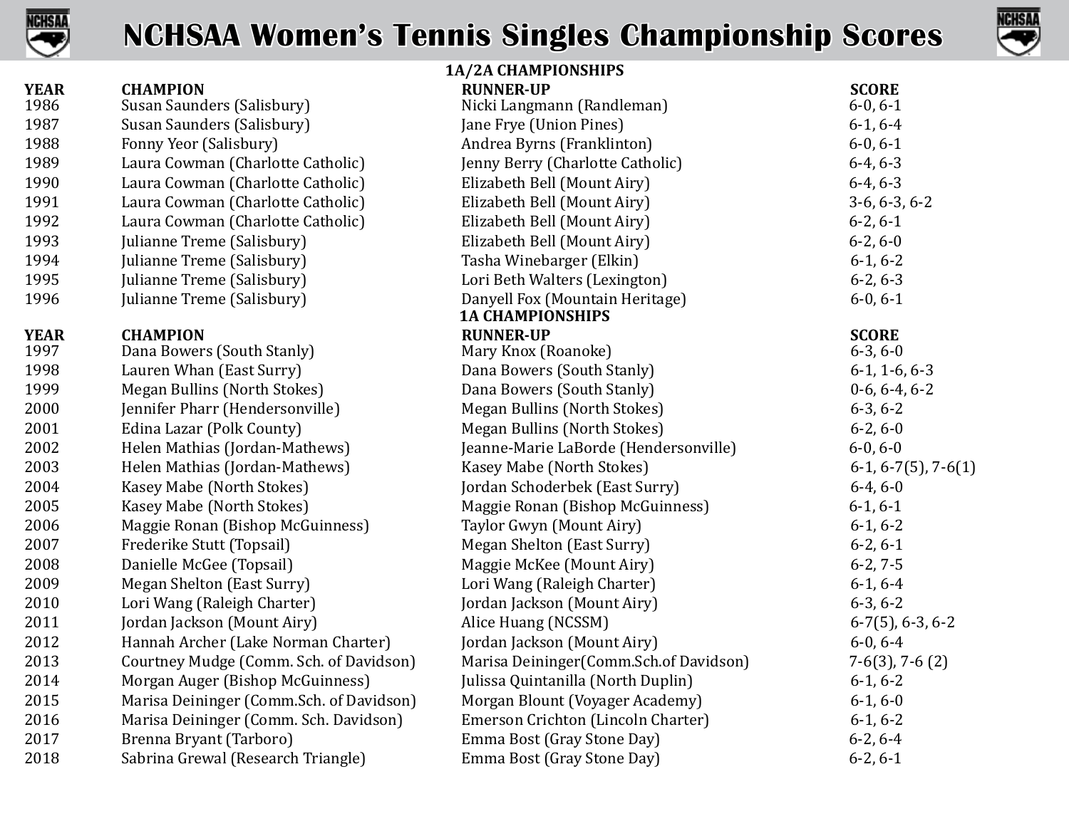# NCHSAA Women's Tennis Singles Championship Scores

## 1A/2A CHAMPIONSHIPS

| YEAR | CHAMPION | RUNNER-UP | SCORE |
|---|---|---|---|
| 1986 | Susan Saunders (Salisbury) | Nicki Langmann (Randleman) | 6-0, 6-1 |
| 1987 | Susan Saunders (Salisbury) | Jane Frye (Union Pines) | 6-1, 6-4 |
| 1988 | Fonny Yeor (Salisbury) | Andrea Byrns (Franklinton) | 6-0, 6-1 |
| 1989 | Laura Cowman (Charlotte Catholic) | Jenny Berry (Charlotte Catholic) | 6-4, 6-3 |
| 1990 | Laura Cowman (Charlotte Catholic) | Elizabeth Bell (Mount Airy) | 6-4, 6-3 |
| 1991 | Laura Cowman (Charlotte Catholic) | Elizabeth Bell (Mount Airy) | 3-6, 6-3, 6-2 |
| 1992 | Laura Cowman (Charlotte Catholic) | Elizabeth Bell (Mount Airy) | 6-2, 6-1 |
| 1993 | Julianne Treme (Salisbury) | Elizabeth Bell (Mount Airy) | 6-2, 6-0 |
| 1994 | Julianne Treme (Salisbury) | Tasha Winebarger (Elkin) | 6-1, 6-2 |
| 1995 | Julianne Treme (Salisbury) | Lori Beth Walters (Lexington) | 6-2, 6-3 |
| 1996 | Julianne Treme (Salisbury) | Danyell Fox (Mountain Heritage) | 6-0, 6-1 |

## 1A CHAMPIONSHIPS

| YEAR | CHAMPION | RUNNER-UP | SCORE |
|---|---|---|---|
| 1997 | Dana Bowers (South Stanly) | Mary Knox (Roanoke) | 6-3, 6-0 |
| 1998 | Lauren Whan (East Surry) | Dana Bowers (South Stanly) | 6-1, 1-6, 6-3 |
| 1999 | Megan Bullins (North Stokes) | Dana Bowers (South Stanly) | 0-6, 6-4, 6-2 |
| 2000 | Jennifer Pharr (Hendersonville) | Megan Bullins (North Stokes) | 6-3, 6-2 |
| 2001 | Edina Lazar (Polk County) | Megan Bullins (North Stokes) | 6-2, 6-0 |
| 2002 | Helen Mathias (Jordan-Mathews) | Jeanne-Marie LaBorde (Hendersonville) | 6-0, 6-0 |
| 2003 | Helen Mathias (Jordan-Mathews) | Kasey Mabe (North Stokes) | 6-1, 6-7(5), 7-6(1) |
| 2004 | Kasey Mabe (North Stokes) | Jordan Schoderbek (East Surry) | 6-4, 6-0 |
| 2005 | Kasey Mabe (North Stokes) | Maggie Ronan (Bishop McGuinness) | 6-1, 6-1 |
| 2006 | Maggie Ronan (Bishop McGuinness) | Taylor Gwyn (Mount Airy) | 6-1, 6-2 |
| 2007 | Frederike Stutt (Topsail) | Megan Shelton (East Surry) | 6-2, 6-1 |
| 2008 | Danielle McGee (Topsail) | Maggie McKee (Mount Airy) | 6-2, 7-5 |
| 2009 | Megan Shelton (East Surry) | Lori Wang (Raleigh Charter) | 6-1, 6-4 |
| 2010 | Lori Wang (Raleigh Charter) | Jordan Jackson (Mount Airy) | 6-3, 6-2 |
| 2011 | Jordan Jackson (Mount Airy) | Alice Huang (NCSSM) | 6-7(5), 6-3, 6-2 |
| 2012 | Hannah Archer (Lake Norman Charter) | Jordan Jackson (Mount Airy) | 6-0, 6-4 |
| 2013 | Courtney Mudge (Comm. Sch. of Davidson) | Marisa Deininger(Comm.Sch.of Davidson) | 7-6(3), 7-6 (2) |
| 2014 | Morgan Auger (Bishop McGuinness) | Julissa Quintanilla (North Duplin) | 6-1, 6-2 |
| 2015 | Marisa Deininger (Comm.Sch. of Davidson) | Morgan Blount (Voyager Academy) | 6-1, 6-0 |
| 2016 | Marisa Deininger (Comm. Sch. Davidson) | Emerson Crichton (Lincoln Charter) | 6-1, 6-2 |
| 2017 | Brenna Bryant (Tarboro) | Emma Bost (Gray Stone Day) | 6-2, 6-4 |
| 2018 | Sabrina Grewal (Research Triangle) | Emma Bost (Gray Stone Day) | 6-2, 6-1 |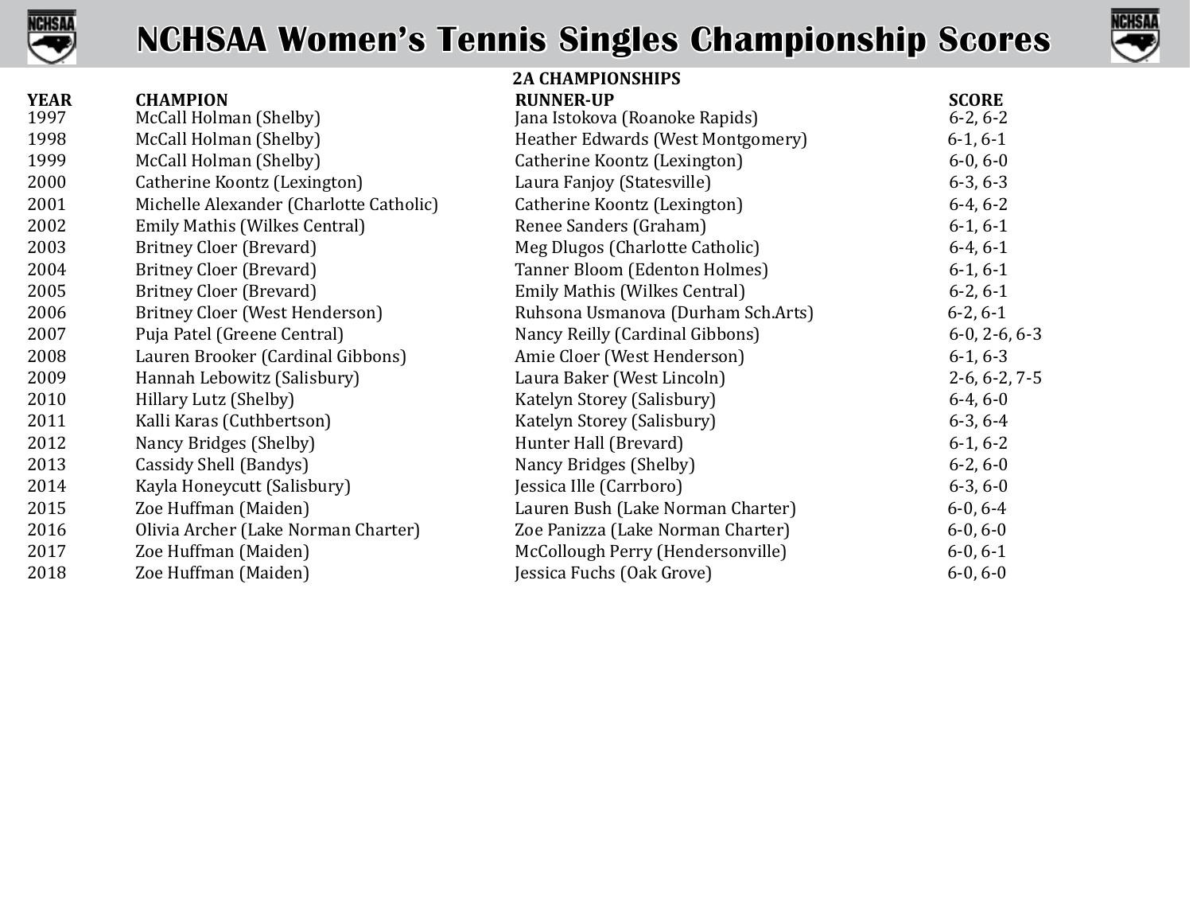# NCHSAA Women's Tennis Singles Championship Scores

## 2A CHAMPIONSHIPS

| YEAR | CHAMPION | RUNNER-UP | SCORE |
|---|---|---|---|
| 1997 | McCall Holman (Shelby) | Jana Istokova (Roanoke Rapids) | 6-2, 6-2 |
| 1998 | McCall Holman (Shelby) | Heather Edwards (West Montgomery) | 6-1, 6-1 |
| 1999 | McCall Holman (Shelby) | Catherine Koontz (Lexington) | 6-0, 6-0 |
| 2000 | Catherine Koontz (Lexington) | Laura Fanjoy (Statesville) | 6-3, 6-3 |
| 2001 | Michelle Alexander (Charlotte Catholic) | Catherine Koontz (Lexington) | 6-4, 6-2 |
| 2002 | Emily Mathis (Wilkes Central) | Renee Sanders (Graham) | 6-1, 6-1 |
| 2003 | Britney Cloer (Brevard) | Meg Dlugos (Charlotte Catholic) | 6-4, 6-1 |
| 2004 | Britney Cloer (Brevard) | Tanner Bloom (Edenton Holmes) | 6-1, 6-1 |
| 2005 | Britney Cloer (Brevard) | Emily Mathis (Wilkes Central) | 6-2, 6-1 |
| 2006 | Britney Cloer (West Henderson) | Ruhsona Usmanova (Durham Sch.Arts) | 6-2, 6-1 |
| 2007 | Puja Patel (Greene Central) | Nancy Reilly (Cardinal Gibbons) | 6-0, 2-6, 6-3 |
| 2008 | Lauren Brooker (Cardinal Gibbons) | Amie Cloer (West Henderson) | 6-1, 6-3 |
| 2009 | Hannah Lebowitz (Salisbury) | Laura Baker (West Lincoln) | 2-6, 6-2, 7-5 |
| 2010 | Hillary Lutz (Shelby) | Katelyn Storey (Salisbury) | 6-4, 6-0 |
| 2011 | Kalli Karas (Cuthbertson) | Katelyn Storey (Salisbury) | 6-3, 6-4 |
| 2012 | Nancy Bridges (Shelby) | Hunter Hall (Brevard) | 6-1, 6-2 |
| 2013 | Cassidy Shell (Bandys) | Nancy Bridges (Shelby) | 6-2, 6-0 |
| 2014 | Kayla Honeycutt (Salisbury) | Jessica Ille (Carrboro) | 6-3, 6-0 |
| 2015 | Zoe Huffman (Maiden) | Lauren Bush (Lake Norman Charter) | 6-0, 6-4 |
| 2016 | Olivia Archer (Lake Norman Charter) | Zoe Panizza (Lake Norman Charter) | 6-0, 6-0 |
| 2017 | Zoe Huffman (Maiden) | McCollough Perry (Hendersonville) | 6-0, 6-1 |
| 2018 | Zoe Huffman (Maiden) | Jessica Fuchs (Oak Grove) | 6-0, 6-0 |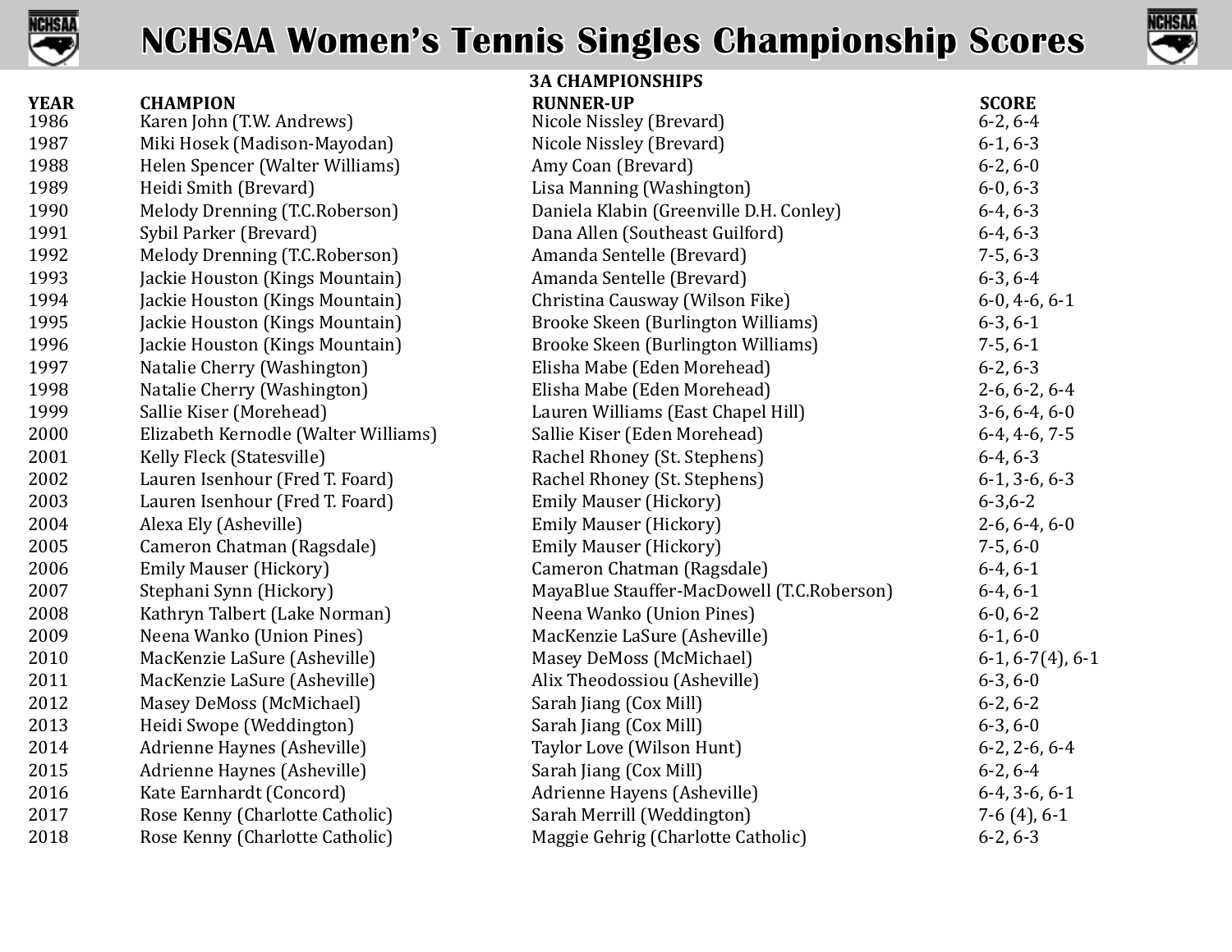# NCHSAA Women's Tennis Singles Championship Scores

## 3A CHAMPIONSHIPS

| YEAR | CHAMPION | RUNNER-UP | SCORE |
|---|---|---|---|
| 1986 | Karen John (T.W. Andrews) | Nicole Nissley (Brevard) | 6-2, 6-4 |
| 1987 | Miki Hosek (Madison-Mayodan) | Nicole Nissley (Brevard) | 6-1, 6-3 |
| 1988 | Helen Spencer (Walter Williams) | Amy Coan (Brevard) | 6-2, 6-0 |
| 1989 | Heidi Smith (Brevard) | Lisa Manning (Washington) | 6-0, 6-3 |
| 1990 | Melody Drenning (T.C.Roberson) | Daniela Klabin (Greenville D.H. Conley) | 6-4, 6-3 |
| 1991 | Sybil Parker (Brevard) | Dana Allen (Southeast Guilford) | 6-4, 6-3 |
| 1992 | Melody Drenning (T.C.Roberson) | Amanda Sentelle (Brevard) | 7-5, 6-3 |
| 1993 | Jackie Houston (Kings Mountain) | Amanda Sentelle (Brevard) | 6-3, 6-4 |
| 1994 | Jackie Houston (Kings Mountain) | Christina Causway (Wilson Fike) | 6-0, 4-6, 6-1 |
| 1995 | Jackie Houston (Kings Mountain) | Brooke Skeen (Burlington Williams) | 6-3, 6-1 |
| 1996 | Jackie Houston (Kings Mountain) | Brooke Skeen (Burlington Williams) | 7-5, 6-1 |
| 1997 | Natalie Cherry (Washington) | Elisha Mabe (Eden Morehead) | 6-2, 6-3 |
| 1998 | Natalie Cherry (Washington) | Elisha Mabe (Eden Morehead) | 2-6, 6-2, 6-4 |
| 1999 | Sallie Kiser (Morehead) | Lauren Williams (East Chapel Hill) | 3-6, 6-4, 6-0 |
| 2000 | Elizabeth Kernodle (Walter Williams) | Sallie Kiser (Eden Morehead) | 6-4, 4-6, 7-5 |
| 2001 | Kelly Fleck (Statesville) | Rachel Rhoney (St. Stephens) | 6-4, 6-3 |
| 2002 | Lauren Isenhour (Fred T. Foard) | Rachel Rhoney (St. Stephens) | 6-1, 3-6, 6-3 |
| 2003 | Lauren Isenhour (Fred T. Foard) | Emily Mauser (Hickory) | 6-3,6-2 |
| 2004 | Alexa Ely (Asheville) | Emily Mauser (Hickory) | 2-6, 6-4, 6-0 |
| 2005 | Cameron Chatman (Ragsdale) | Emily Mauser (Hickory) | 7-5, 6-0 |
| 2006 | Emily Mauser (Hickory) | Cameron Chatman (Ragsdale) | 6-4, 6-1 |
| 2007 | Stephani Synn (Hickory) | MayaBlue Stauffer-MacDowell (T.C.Roberson) | 6-4, 6-1 |
| 2008 | Kathryn Talbert (Lake Norman) | Neena Wanko (Union Pines) | 6-0, 6-2 |
| 2009 | Neena Wanko (Union Pines) | MacKenzie LaSure (Asheville) | 6-1, 6-0 |
| 2010 | MacKenzie LaSure (Asheville) | Masey DeMoss (McMichael) | 6-1, 6-7(4), 6-1 |
| 2011 | MacKenzie LaSure (Asheville) | Alix Theodossiou (Asheville) | 6-3, 6-0 |
| 2012 | Masey DeMoss (McMichael) | Sarah Jiang (Cox Mill) | 6-2, 6-2 |
| 2013 | Heidi Swope (Weddington) | Sarah Jiang (Cox Mill) | 6-3, 6-0 |
| 2014 | Adrienne Haynes (Asheville) | Taylor Love (Wilson Hunt) | 6-2, 2-6, 6-4 |
| 2015 | Adrienne Haynes (Asheville) | Sarah Jiang (Cox Mill) | 6-2, 6-4 |
| 2016 | Kate Earnhardt (Concord) | Adrienne Hayens (Asheville) | 6-4, 3-6, 6-1 |
| 2017 | Rose Kenny (Charlotte Catholic) | Sarah Merrill (Weddington) | 7-6 (4), 6-1 |
| 2018 | Rose Kenny (Charlotte Catholic) | Maggie Gehrig (Charlotte Catholic) | 6-2, 6-3 |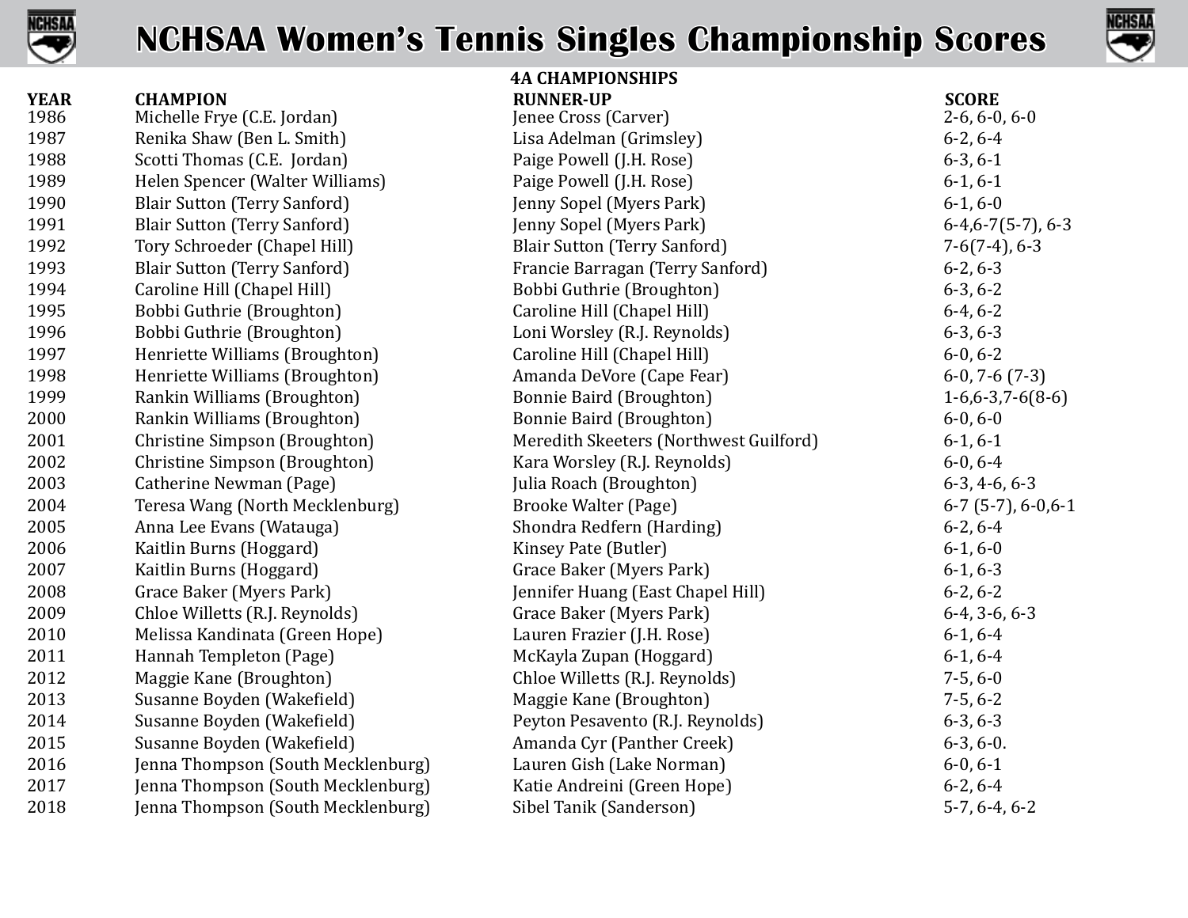# NCHSAA Women's Tennis Singles Championship Scores

## 4A CHAMPIONSHIPS

| YEAR | CHAMPION | RUNNER-UP | SCORE |
|---|---|---|---|
| 1986 | Michelle Frye (C.E. Jordan) | Jenee Cross (Carver) | 2-6, 6-0, 6-0 |
| 1987 | Renika Shaw (Ben L. Smith) | Lisa Adelman (Grimsley) | 6-2, 6-4 |
| 1988 | Scotti Thomas (C.E. Jordan) | Paige Powell (J.H. Rose) | 6-3, 6-1 |
| 1989 | Helen Spencer (Walter Williams) | Paige Powell (J.H. Rose) | 6-1, 6-1 |
| 1990 | Blair Sutton (Terry Sanford) | Jenny Sopel (Myers Park) | 6-1, 6-0 |
| 1991 | Blair Sutton (Terry Sanford) | Jenny Sopel (Myers Park) | 6-4,6-7(5-7), 6-3 |
| 1992 | Tory Schroeder (Chapel Hill) | Blair Sutton (Terry Sanford) | 7-6(7-4), 6-3 |
| 1993 | Blair Sutton (Terry Sanford) | Francie Barragan (Terry Sanford) | 6-2, 6-3 |
| 1994 | Caroline Hill (Chapel Hill) | Bobbi Guthrie (Broughton) | 6-3, 6-2 |
| 1995 | Bobbi Guthrie (Broughton) | Caroline Hill (Chapel Hill) | 6-4, 6-2 |
| 1996 | Bobbi Guthrie (Broughton) | Loni Worsley (R.J. Reynolds) | 6-3, 6-3 |
| 1997 | Henriette Williams (Broughton) | Caroline Hill (Chapel Hill) | 6-0, 6-2 |
| 1998 | Henriette Williams (Broughton) | Amanda DeVore (Cape Fear) | 6-0, 7-6 (7-3) |
| 1999 | Rankin Williams (Broughton) | Bonnie Baird (Broughton) | 1-6,6-3,7-6(8-6) |
| 2000 | Rankin Williams (Broughton) | Bonnie Baird (Broughton) | 6-0, 6-0 |
| 2001 | Christine Simpson (Broughton) | Meredith Skeeters (Northwest Guilford) | 6-1, 6-1 |
| 2002 | Christine Simpson (Broughton) | Kara Worsley (R.J. Reynolds) | 6-0, 6-4 |
| 2003 | Catherine Newman (Page) | Julia Roach (Broughton) | 6-3, 4-6, 6-3 |
| 2004 | Teresa Wang (North Mecklenburg) | Brooke Walter (Page) | 6-7 (5-7), 6-0,6-1 |
| 2005 | Anna Lee Evans (Watauga) | Shondra Redfern (Harding) | 6-2, 6-4 |
| 2006 | Kaitlin Burns (Hoggard) | Kinsey Pate (Butler) | 6-1, 6-0 |
| 2007 | Kaitlin Burns (Hoggard) | Grace Baker (Myers Park) | 6-1, 6-3 |
| 2008 | Grace Baker (Myers Park) | Jennifer Huang (East Chapel Hill) | 6-2, 6-2 |
| 2009 | Chloe Willetts (R.J. Reynolds) | Grace Baker (Myers Park) | 6-4, 3-6, 6-3 |
| 2010 | Melissa Kandinata (Green Hope) | Lauren Frazier (J.H. Rose) | 6-1, 6-4 |
| 2011 | Hannah Templeton (Page) | McKayla Zupan (Hoggard) | 6-1, 6-4 |
| 2012 | Maggie Kane (Broughton) | Chloe Willetts (R.J. Reynolds) | 7-5, 6-0 |
| 2013 | Susanne Boyden (Wakefield) | Maggie Kane (Broughton) | 7-5, 6-2 |
| 2014 | Susanne Boyden (Wakefield) | Peyton Pesavento (R.J. Reynolds) | 6-3, 6-3 |
| 2015 | Susanne Boyden (Wakefield) | Amanda Cyr (Panther Creek) | 6-3, 6-0. |
| 2016 | Jenna Thompson (South Mecklenburg) | Lauren Gish (Lake Norman) | 6-0, 6-1 |
| 2017 | Jenna Thompson (South Mecklenburg) | Katie Andreini (Green Hope) | 6-2, 6-4 |
| 2018 | Jenna Thompson (South Mecklenburg) | Sibel Tanik (Sanderson) | 5-7, 6-4, 6-2 |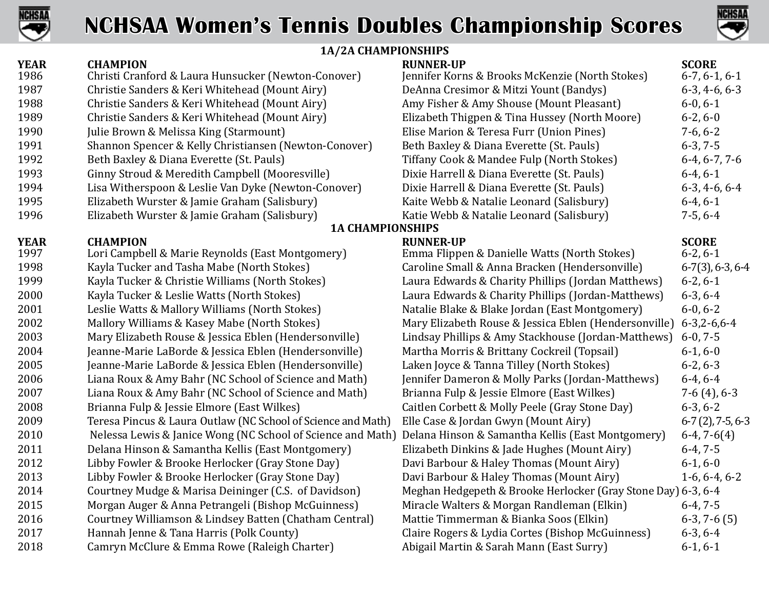# NCHSAA Women's Tennis Doubles Championship Scores

## 1A/2A CHAMPIONSHIPS

| YEAR | CHAMPION | RUNNER-UP | SCORE |
|---|---|---|---|
| 1986 | Christi Cranford & Laura Hunsucker (Newton-Conover) | Jennifer Korns & Brooks McKenzie (North Stokes) | 6-7, 6-1, 6-1 |
| 1987 | Christie Sanders & Keri Whitehead (Mount Airy) | DeAnna Cresimor & Mitzi Yount (Bandys) | 6-3, 4-6, 6-3 |
| 1988 | Christie Sanders & Keri Whitehead (Mount Airy) | Amy Fisher & Amy Shouse (Mount Pleasant) | 6-0, 6-1 |
| 1989 | Christie Sanders & Keri Whitehead (Mount Airy) | Elizabeth Thigpen & Tina Hussey (North Moore) | 6-2, 6-0 |
| 1990 | Julie Brown & Melissa King (Starmount) | Elise Marion & Teresa Furr (Union Pines) | 7-6, 6-2 |
| 1991 | Shannon Spencer & Kelly Christiansen (Newton-Conover) | Beth Baxley & Diana Everette (St. Pauls) | 6-3, 7-5 |
| 1992 | Beth Baxley & Diana Everette (St. Pauls) | Tiffany Cook & Mandee Fulp (North Stokes) | 6-4, 6-7, 7-6 |
| 1993 | Ginny Stroud & Meredith Campbell (Mooresville) | Dixie Harrell & Diana Everette (St. Pauls) | 6-4, 6-1 |
| 1994 | Lisa Witherspoon & Leslie Van Dyke (Newton-Conover) | Dixie Harrell & Diana Everette (St. Pauls) | 6-3, 4-6, 6-4 |
| 1995 | Elizabeth Wurster & Jamie Graham (Salisbury) | Kaite Webb & Natalie Leonard (Salisbury) | 6-4, 6-1 |
| 1996 | Elizabeth Wurster & Jamie Graham (Salisbury) | Katie Webb & Natalie Leonard (Salisbury) | 7-5, 6-4 |

## 1A CHAMPIONSHIPS

| YEAR | CHAMPION | RUNNER-UP | SCORE |
|---|---|---|---|
| 1997 | Lori Campbell & Marie Reynolds (East Montgomery) | Emma Flippen & Danielle Watts (North Stokes) | 6-2, 6-1 |
| 1998 | Kayla Tucker and Tasha Mabe (North Stokes) | Caroline Small & Anna Bracken (Hendersonville) | 6-7(3), 6-3, 6-4 |
| 1999 | Kayla Tucker & Christie Williams (North Stokes) | Laura Edwards & Charity Phillips (Jordan Matthews) | 6-2, 6-1 |
| 2000 | Kayla Tucker & Leslie Watts (North Stokes) | Laura Edwards & Charity Phillips (Jordan-Matthews) | 6-3, 6-4 |
| 2001 | Leslie Watts & Mallory Williams (North Stokes) | Natalie Blake & Blake Jordan (East Montgomery) | 6-0, 6-2 |
| 2002 | Mallory Williams & Kasey Mabe (North Stokes) | Mary Elizabeth Rouse & Jessica Eblen (Hendersonville) | 6-3,2-6,6-4 |
| 2003 | Mary Elizabeth Rouse & Jessica Eblen (Hendersonville) | Lindsay Phillips & Amy Stackhouse (Jordan-Matthews) | 6-0, 7-5 |
| 2004 | Jeanne-Marie LaBorde & Jessica Eblen (Hendersonville) | Martha Morris & Brittany Cockreil (Topsail) | 6-1, 6-0 |
| 2005 | Jeanne-Marie LaBorde & Jessica Eblen (Hendersonville) | Laken Joyce & Tanna Tilley (North Stokes) | 6-2, 6-3 |
| 2006 | Liana Roux & Amy Bahr (NC School of Science and Math) | Jennifer Dameron & Molly Parks (Jordan-Matthews) | 6-4, 6-4 |
| 2007 | Liana Roux & Amy Bahr (NC School of Science and Math) | Brianna Fulp & Jessie Elmore (East Wilkes) | 7-6 (4), 6-3 |
| 2008 | Brianna Fulp & Jessie Elmore (East Wilkes) | Caitlen Corbett & Molly Peele (Gray Stone Day) | 6-3, 6-2 |
| 2009 | Teresa Pincus & Laura Outlaw (NC School of Science and Math) | Elle Case & Jordan Gwyn (Mount Airy) | 6-7 (2), 7-5, 6-3 |
| 2010 | Nelessa Lewis & Janice Wong (NC School of Science and Math) | Delana Hinson & Samantha Kellis (East Montgomery) | 6-4, 7-6(4) |
| 2011 | Delana Hinson & Samantha Kellis (East Montgomery) | Elizabeth Dinkins & Jade Hughes (Mount Airy) | 6-4, 7-5 |
| 2012 | Libby Fowler & Brooke Herlocker (Gray Stone Day) | Davi Barbour & Haley Thomas (Mount Airy) | 6-1, 6-0 |
| 2013 | Libby Fowler & Brooke Herlocker (Gray Stone Day) | Davi Barbour & Haley Thomas (Mount Airy) | 1-6, 6-4, 6-2 |
| 2014 | Courtney Mudge & Marisa Deininger (C.S. of Davidson) | Meghan Hedgepeth & Brooke Herlocker (Gray Stone Day) | 6-3, 6-4 |
| 2015 | Morgan Auger & Anna Petrangeli (Bishop McGuinness) | Miracle Walters & Morgan Randleman (Elkin) | 6-4, 7-5 |
| 2016 | Courtney Williamson & Lindsey Batten (Chatham Central) | Mattie Timmerman & Bianka Soos (Elkin) | 6-3, 7-6 (5) |
| 2017 | Hannah Jenne & Tana Harris (Polk County) | Claire Rogers & Lydia Cortes (Bishop McGuinness) | 6-3, 6-4 |
| 2018 | Camryn McClure & Emma Rowe (Raleigh Charter) | Abigail Martin & Sarah Mann (East Surry) | 6-1, 6-1 |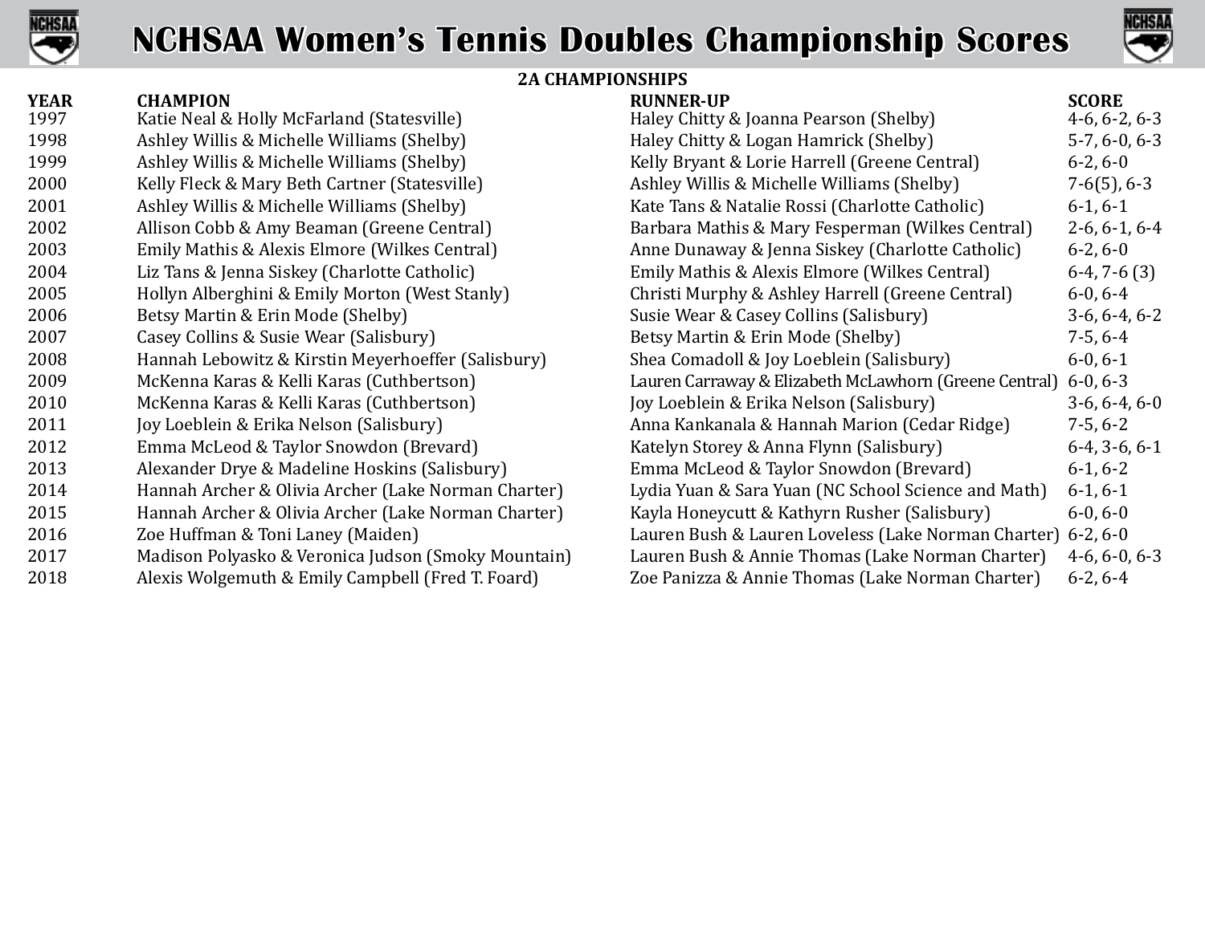# NCHSAA Women's Tennis Doubles Championship Scores

## 2A CHAMPIONSHIPS

| YEAR | CHAMPION | RUNNER-UP | SCORE |
| --- | --- | --- | --- |
| 1997 | Katie Neal & Holly McFarland (Statesville) | Haley Chitty & Joanna Pearson (Shelby) | 4-6, 6-2, 6-3 |
| 1998 | Ashley Willis & Michelle Williams (Shelby) | Haley Chitty & Logan Hamrick (Shelby) | 5-7, 6-0, 6-3 |
| 1999 | Ashley Willis & Michelle Williams (Shelby) | Kelly Bryant & Lorie Harrell (Greene Central) | 6-2, 6-0 |
| 2000 | Kelly Fleck & Mary Beth Cartner (Statesville) | Ashley Willis & Michelle Williams (Shelby) | 7-6(5), 6-3 |
| 2001 | Ashley Willis & Michelle Williams (Shelby) | Kate Tans & Natalie Rossi (Charlotte Catholic) | 6-1, 6-1 |
| 2002 | Allison Cobb & Amy Beaman (Greene Central) | Barbara Mathis & Mary Fesperman (Wilkes Central) | 2-6, 6-1, 6-4 |
| 2003 | Emily Mathis & Alexis Elmore (Wilkes Central) | Anne Dunaway & Jenna Siskey (Charlotte Catholic) | 6-2, 6-0 |
| 2004 | Liz Tans & Jenna Siskey (Charlotte Catholic) | Emily Mathis & Alexis Elmore (Wilkes Central) | 6-4, 7-6 (3) |
| 2005 | Hollyn Alberghini & Emily Morton (West Stanly) | Christi Murphy & Ashley Harrell (Greene Central) | 6-0, 6-4 |
| 2006 | Betsy Martin & Erin Mode (Shelby) | Susie Wear & Casey Collins (Salisbury) | 3-6, 6-4, 6-2 |
| 2007 | Casey Collins & Susie Wear (Salisbury) | Betsy Martin & Erin Mode (Shelby) | 7-5, 6-4 |
| 2008 | Hannah Lebowitz & Kirstin Meyerhoeffer (Salisbury) | Shea Comadoll & Joy Loeblein (Salisbury) | 6-0, 6-1 |
| 2009 | McKenna Karas & Kelli Karas (Cuthbertson) | Lauren Carraway & Elizabeth McLawhorn (Greene Central) | 6-0, 6-3 |
| 2010 | McKenna Karas & Kelli Karas (Cuthbertson) | Joy Loeblein & Erika Nelson (Salisbury) | 3-6, 6-4, 6-0 |
| 2011 | Joy Loeblein & Erika Nelson (Salisbury) | Anna Kankanala & Hannah Marion (Cedar Ridge) | 7-5, 6-2 |
| 2012 | Emma McLeod & Taylor Snowdon (Brevard) | Katelyn Storey & Anna Flynn (Salisbury) | 6-4, 3-6, 6-1 |
| 2013 | Alexander Drye & Madeline Hoskins (Salisbury) | Emma McLeod & Taylor Snowdon (Brevard) | 6-1, 6-2 |
| 2014 | Hannah Archer & Olivia Archer (Lake Norman Charter) | Lydia Yuan & Sara Yuan (NC School Science and Math) | 6-1, 6-1 |
| 2015 | Hannah Archer & Olivia Archer (Lake Norman Charter) | Kayla Honeycutt & Kathyrn Rusher (Salisbury) | 6-0, 6-0 |
| 2016 | Zoe Huffman & Toni Laney (Maiden) | Lauren Bush & Lauren Loveless (Lake Norman Charter) | 6-2, 6-0 |
| 2017 | Madison Polyasko & Veronica Judson (Smoky Mountain) | Lauren Bush & Annie Thomas (Lake Norman Charter) | 4-6, 6-0, 6-3 |
| 2018 | Alexis Wolgemuth & Emily Campbell (Fred T. Foard) | Zoe Panizza & Annie Thomas (Lake Norman Charter) | 6-2, 6-4 |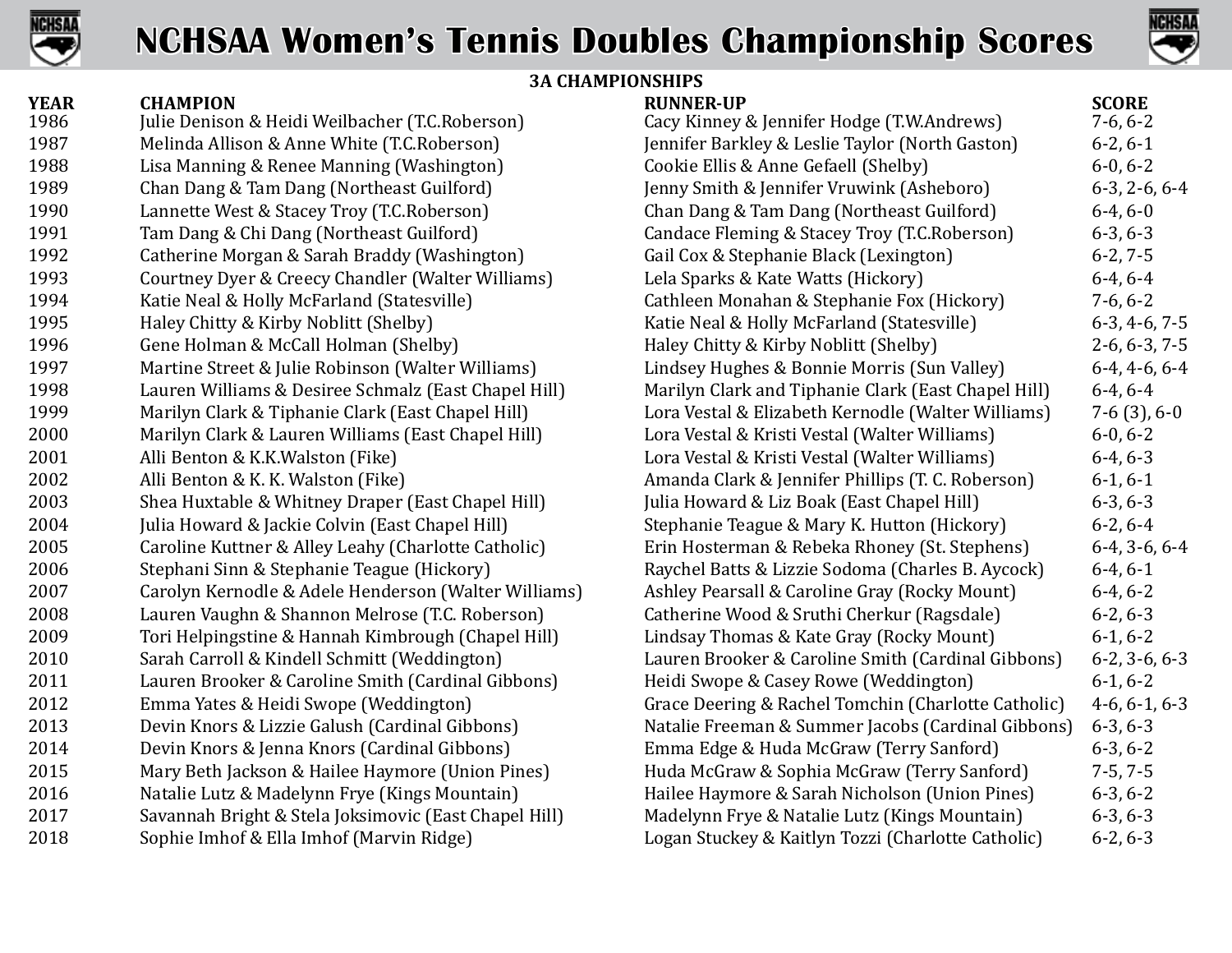# NCHSAA Women's Tennis Doubles Championship Scores

## 3A CHAMPIONSHIPS

| YEAR | CHAMPION | RUNNER-UP | SCORE |
|---|---|---|---|
| 1986 | Julie Denison & Heidi Weilbacher (T.C.Roberson) | Cacy Kinney & Jennifer Hodge (T.W.Andrews) | 7-6, 6-2 |
| 1987 | Melinda Allison & Anne White (T.C.Roberson) | Jennifer Barkley & Leslie Taylor (North Gaston) | 6-2, 6-1 |
| 1988 | Lisa Manning & Renee Manning (Washington) | Cookie Ellis & Anne Gefaell (Shelby) | 6-0, 6-2 |
| 1989 | Chan Dang & Tam Dang (Northeast Guilford) | Jenny Smith & Jennifer Vruwink (Asheboro) | 6-3, 2-6, 6-4 |
| 1990 | Lannette West & Stacey Troy (T.C.Roberson) | Chan Dang & Tam Dang (Northeast Guilford) | 6-4, 6-0 |
| 1991 | Tam Dang & Chi Dang (Northeast Guilford) | Candace Fleming & Stacey Troy (T.C.Roberson) | 6-3, 6-3 |
| 1992 | Catherine Morgan & Sarah Braddy (Washington) | Gail Cox & Stephanie Black (Lexington) | 6-2, 7-5 |
| 1993 | Courtney Dyer & Creecy Chandler (Walter Williams) | Lela Sparks & Kate Watts (Hickory) | 6-4, 6-4 |
| 1994 | Katie Neal & Holly McFarland (Statesville) | Cathleen Monahan & Stephanie Fox (Hickory) | 7-6, 6-2 |
| 1995 | Haley Chitty & Kirby Noblitt (Shelby) | Katie Neal & Holly McFarland (Statesville) | 6-3, 4-6, 7-5 |
| 1996 | Gene Holman & McCall Holman (Shelby) | Haley Chitty & Kirby Noblitt (Shelby) | 2-6, 6-3, 7-5 |
| 1997 | Martine Street & Julie Robinson (Walter Williams) | Lindsey Hughes & Bonnie Morris (Sun Valley) | 6-4, 4-6, 6-4 |
| 1998 | Lauren Williams & Desiree Schmalz (East Chapel Hill) | Marilyn Clark and Tiphanie Clark (East Chapel Hill) | 6-4, 6-4 |
| 1999 | Marilyn Clark & Tiphanie Clark (East Chapel Hill) | Lora Vestal & Elizabeth Kernodle (Walter Williams) | 7-6 (3), 6-0 |
| 2000 | Marilyn Clark & Lauren Williams (East Chapel Hill) | Lora Vestal & Kristi Vestal (Walter Williams) | 6-0, 6-2 |
| 2001 | Alli Benton & K.K.Walston (Fike) | Lora Vestal & Kristi Vestal (Walter Williams) | 6-4, 6-3 |
| 2002 | Alli Benton & K. K. Walston (Fike) | Amanda Clark & Jennifer Phillips (T. C. Roberson) | 6-1, 6-1 |
| 2003 | Shea Huxtable & Whitney Draper (East Chapel Hill) | Julia Howard & Liz Boak (East Chapel Hill) | 6-3, 6-3 |
| 2004 | Julia Howard & Jackie Colvin (East Chapel Hill) | Stephanie Teague & Mary K. Hutton (Hickory) | 6-2, 6-4 |
| 2005 | Caroline Kuttner & Alley Leahy (Charlotte Catholic) | Erin Hosterman & Rebeka Rhoney (St. Stephens) | 6-4, 3-6, 6-4 |
| 2006 | Stephani Sinn & Stephanie Teague (Hickory) | Raychel Batts & Lizzie Sodoma (Charles B. Aycock) | 6-4, 6-1 |
| 2007 | Carolyn Kernodle & Adele Henderson (Walter Williams) | Ashley Pearsall & Caroline Gray (Rocky Mount) | 6-4, 6-2 |
| 2008 | Lauren Vaughn & Shannon Melrose (T.C. Roberson) | Catherine Wood & Sruthi Cherkur (Ragsdale) | 6-2, 6-3 |
| 2009 | Tori Helpingstine & Hannah Kimbrough (Chapel Hill) | Lindsay Thomas & Kate Gray (Rocky Mount) | 6-1, 6-2 |
| 2010 | Sarah Carroll & Kindell Schmitt (Weddington) | Lauren Brooker & Caroline Smith (Cardinal Gibbons) | 6-2, 3-6, 6-3 |
| 2011 | Lauren Brooker & Caroline Smith (Cardinal Gibbons) | Heidi Swope & Casey Rowe (Weddington) | 6-1, 6-2 |
| 2012 | Emma Yates & Heidi Swope (Weddington) | Grace Deering & Rachel Tomchin (Charlotte Catholic) | 4-6, 6-1, 6-3 |
| 2013 | Devin Knors & Lizzie Galush (Cardinal Gibbons) | Natalie Freeman & Summer Jacobs (Cardinal Gibbons) | 6-3, 6-3 |
| 2014 | Devin Knors & Jenna Knors (Cardinal Gibbons) | Emma Edge & Huda McGraw (Terry Sanford) | 6-3, 6-2 |
| 2015 | Mary Beth Jackson & Hailee Haymore (Union Pines) | Huda McGraw & Sophia McGraw (Terry Sanford) | 7-5, 7-5 |
| 2016 | Natalie Lutz & Madelynn Frye (Kings Mountain) | Hailee Haymore & Sarah Nicholson (Union Pines) | 6-3, 6-2 |
| 2017 | Savannah Bright & Stela Joksimovic (East Chapel Hill) | Madelynn Frye & Natalie Lutz (Kings Mountain) | 6-3, 6-3 |
| 2018 | Sophie Imhof & Ella Imhof (Marvin Ridge) | Logan Stuckey & Kaitlyn Tozzi (Charlotte Catholic) | 6-2, 6-3 |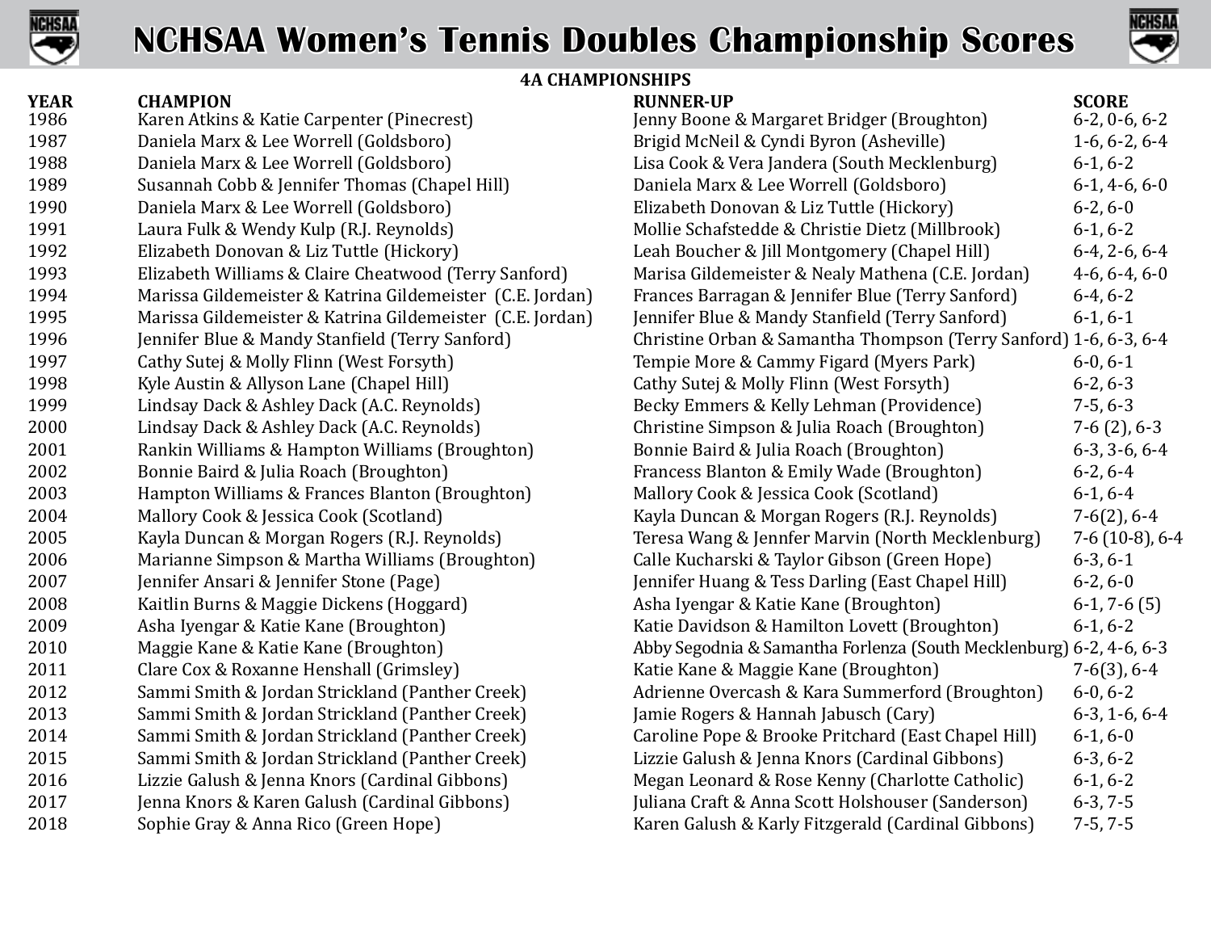# NCHSAA Women's Tennis Doubles Championship Scores

## 4A CHAMPIONSHIPS

| YEAR | CHAMPION | RUNNER-UP | SCORE |
|---|---|---|---|
| 1986 | Karen Atkins & Katie Carpenter (Pinecrest) | Jenny Boone & Margaret Bridger (Broughton) | 6-2, 0-6, 6-2 |
| 1987 | Daniela Marx & Lee Worrell (Goldsboro) | Brigid McNeil & Cyndi Byron (Asheville) | 1-6, 6-2, 6-4 |
| 1988 | Daniela Marx & Lee Worrell (Goldsboro) | Lisa Cook & Vera Jandera (South Mecklenburg) | 6-1, 6-2 |
| 1989 | Susannah Cobb & Jennifer Thomas (Chapel Hill) | Daniela Marx & Lee Worrell (Goldsboro) | 6-1, 4-6, 6-0 |
| 1990 | Daniela Marx & Lee Worrell (Goldsboro) | Elizabeth Donovan & Liz Tuttle (Hickory) | 6-2, 6-0 |
| 1991 | Laura Fulk & Wendy Kulp (R.J. Reynolds) | Mollie Schafstedde & Christie Dietz (Millbrook) | 6-1, 6-2 |
| 1992 | Elizabeth Donovan & Liz Tuttle (Hickory) | Leah Boucher & Jill Montgomery (Chapel Hill) | 6-4, 2-6, 6-4 |
| 1993 | Elizabeth Williams & Claire Cheatwood (Terry Sanford) | Marisa Gildemeister & Nealy Mathena (C.E. Jordan) | 4-6, 6-4, 6-0 |
| 1994 | Marissa Gildemeister & Katrina Gildemeister (C.E. Jordan) | Frances Barragan & Jennifer Blue (Terry Sanford) | 6-4, 6-2 |
| 1995 | Marissa Gildemeister & Katrina Gildemeister (C.E. Jordan) | Jennifer Blue & Mandy Stanfield (Terry Sanford) | 6-1, 6-1 |
| 1996 | Jennifer Blue & Mandy Stanfield (Terry Sanford) | Christine Orban & Samantha Thompson (Terry Sanford) | 1-6, 6-3, 6-4 |
| 1997 | Cathy Sutej & Molly Flinn (West Forsyth) | Tempie More & Cammy Figard (Myers Park) | 6-0, 6-1 |
| 1998 | Kyle Austin & Allyson Lane (Chapel Hill) | Cathy Sutej & Molly Flinn (West Forsyth) | 6-2, 6-3 |
| 1999 | Lindsay Dack & Ashley Dack (A.C. Reynolds) | Becky Emmers & Kelly Lehman (Providence) | 7-5, 6-3 |
| 2000 | Lindsay Dack & Ashley Dack (A.C. Reynolds) | Christine Simpson & Julia Roach (Broughton) | 7-6 (2), 6-3 |
| 2001 | Rankin Williams & Hampton Williams (Broughton) | Bonnie Baird & Julia Roach (Broughton) | 6-3, 3-6, 6-4 |
| 2002 | Bonnie Baird & Julia Roach (Broughton) | Francess Blanton & Emily Wade (Broughton) | 6-2, 6-4 |
| 2003 | Hampton Williams & Frances Blanton (Broughton) | Mallory Cook & Jessica Cook (Scotland) | 6-1, 6-4 |
| 2004 | Mallory Cook & Jessica Cook (Scotland) | Kayla Duncan & Morgan Rogers (R.J. Reynolds) | 7-6(2), 6-4 |
| 2005 | Kayla Duncan & Morgan Rogers (R.J. Reynolds) | Teresa Wang & Jennfer Marvin (North Mecklenburg) | 7-6 (10-8), 6-4 |
| 2006 | Marianne Simpson & Martha Williams (Broughton) | Calle Kucharski & Taylor Gibson (Green Hope) | 6-3, 6-1 |
| 2007 | Jennifer Ansari & Jennifer Stone (Page) | Jennifer Huang & Tess Darling (East Chapel Hill) | 6-2, 6-0 |
| 2008 | Kaitlin Burns & Maggie Dickens (Hoggard) | Asha Iyengar & Katie Kane (Broughton) | 6-1, 7-6 (5) |
| 2009 | Asha Iyengar & Katie Kane (Broughton) | Katie Davidson & Hamilton Lovett (Broughton) | 6-1, 6-2 |
| 2010 | Maggie Kane & Katie Kane (Broughton) | Abby Segodnia & Samantha Forlenza (South Mecklenburg) | 6-2, 4-6, 6-3 |
| 2011 | Clare Cox & Roxanne Henshall (Grimsley) | Katie Kane & Maggie Kane (Broughton) | 7-6(3), 6-4 |
| 2012 | Sammi Smith & Jordan Strickland (Panther Creek) | Adrienne Overcash & Kara Summerford (Broughton) | 6-0, 6-2 |
| 2013 | Sammi Smith & Jordan Strickland (Panther Creek) | Jamie Rogers & Hannah Jabusch (Cary) | 6-3, 1-6, 6-4 |
| 2014 | Sammi Smith & Jordan Strickland (Panther Creek) | Caroline Pope & Brooke Pritchard (East Chapel Hill) | 6-1, 6-0 |
| 2015 | Sammi Smith & Jordan Strickland (Panther Creek) | Lizzie Galush & Jenna Knors (Cardinal Gibbons) | 6-3, 6-2 |
| 2016 | Lizzie Galush & Jenna Knors (Cardinal Gibbons) | Megan Leonard & Rose Kenny (Charlotte Catholic) | 6-1, 6-2 |
| 2017 | Jenna Knors & Karen Galush (Cardinal Gibbons) | Juliana Craft & Anna Scott Holshouser (Sanderson) | 6-3, 7-5 |
| 2018 | Sophie Gray & Anna Rico (Green Hope) | Karen Galush & Karly Fitzgerald (Cardinal Gibbons) | 7-5, 7-5 |